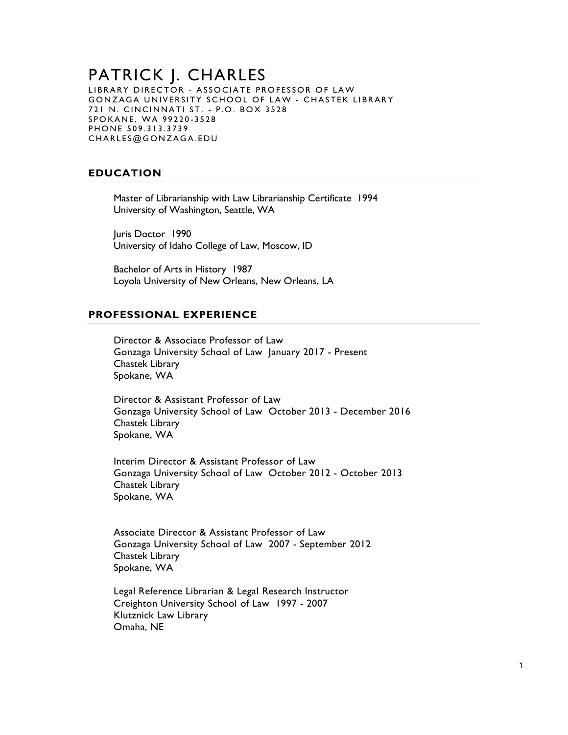# PATRICK J. CHARLES

LIBRARY DIRECTOR - ASSOCIATE PROFESSOR OF LAW
GONZAGA UNIVERSITY SCHOOL OF LAW - CHASTEK LIBRARY
721 N. CINCINNATI ST. - P.O. BOX 3528
SPOKANE, WA 99220-3528
PHONE 509.313.3739
CHARLES@GONZAGA.EDU

## EDUCATION

Master of Librarianship with Law Librarianship Certificate 1994
University of Washington, Seattle, WA

Juris Doctor 1990
University of Idaho College of Law, Moscow, ID

Bachelor of Arts in History 1987
Loyola University of New Orleans, New Orleans, LA

## PROFESSIONAL EXPERIENCE

Director & Associate Professor of Law
Gonzaga University School of Law January 2017 - Present
Chastek Library
Spokane, WA

Director & Assistant Professor of Law
Gonzaga University School of Law October 2013 - December 2016
Chastek Library
Spokane, WA

Interim Director & Assistant Professor of Law
Gonzaga University School of Law October 2012 - October 2013
Chastek Library
Spokane, WA

Associate Director & Assistant Professor of Law
Gonzaga University School of Law 2007 - September 2012
Chastek Library
Spokane, WA

Legal Reference Librarian & Legal Research Instructor
Creighton University School of Law 1997 - 2007
Klutznick Law Library
Omaha, NE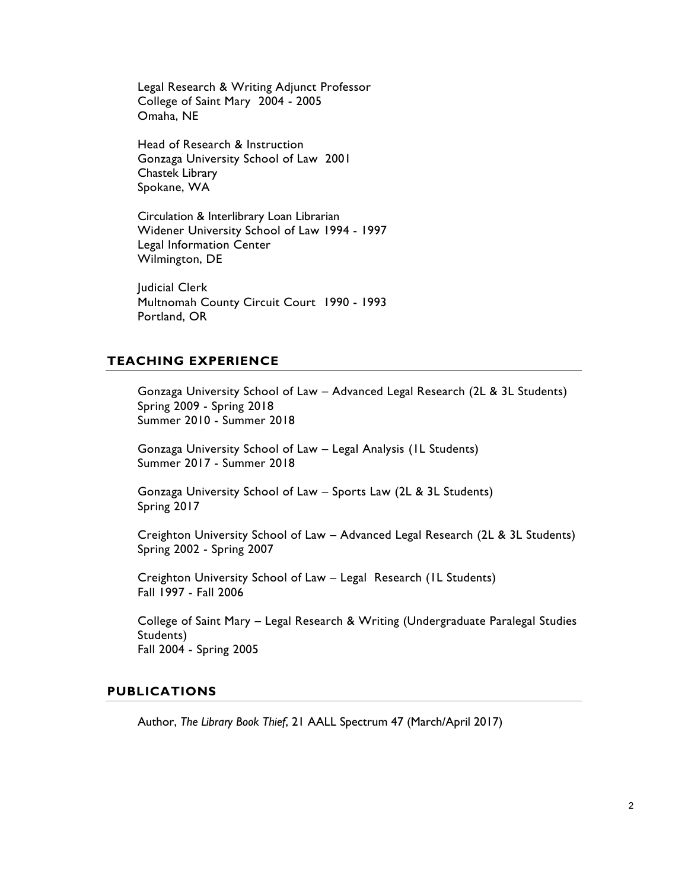Legal Research & Writing Adjunct Professor
College of Saint Mary 2004 - 2005
Omaha, NE

Head of Research & Instruction
Gonzaga University School of Law 2001
Chastek Library
Spokane, WA

Circulation & Interlibrary Loan Librarian
Widener University School of Law 1994 - 1997
Legal Information Center
Wilmington, DE

Judicial Clerk
Multnomah County Circuit Court 1990 - 1993
Portland, OR

## TEACHING EXPERIENCE

Gonzaga University School of Law – Advanced Legal Research (2L & 3L Students)
Spring 2009 - Spring 2018
Summer 2010 - Summer 2018

Gonzaga University School of Law – Legal Analysis (1L Students)
Summer 2017 - Summer 2018

Gonzaga University School of Law – Sports Law (2L & 3L Students)
Spring 2017

Creighton University School of Law – Advanced Legal Research (2L & 3L Students)
Spring 2002 - Spring 2007

Creighton University School of Law – Legal Research (1L Students)
Fall 1997 - Fall 2006

College of Saint Mary – Legal Research & Writing (Undergraduate Paralegal Studies Students)
Fall 2004 - Spring 2005

## PUBLICATIONS

Author, *The Library Book Thief*, 21 AALL Spectrum 47 (March/April 2017)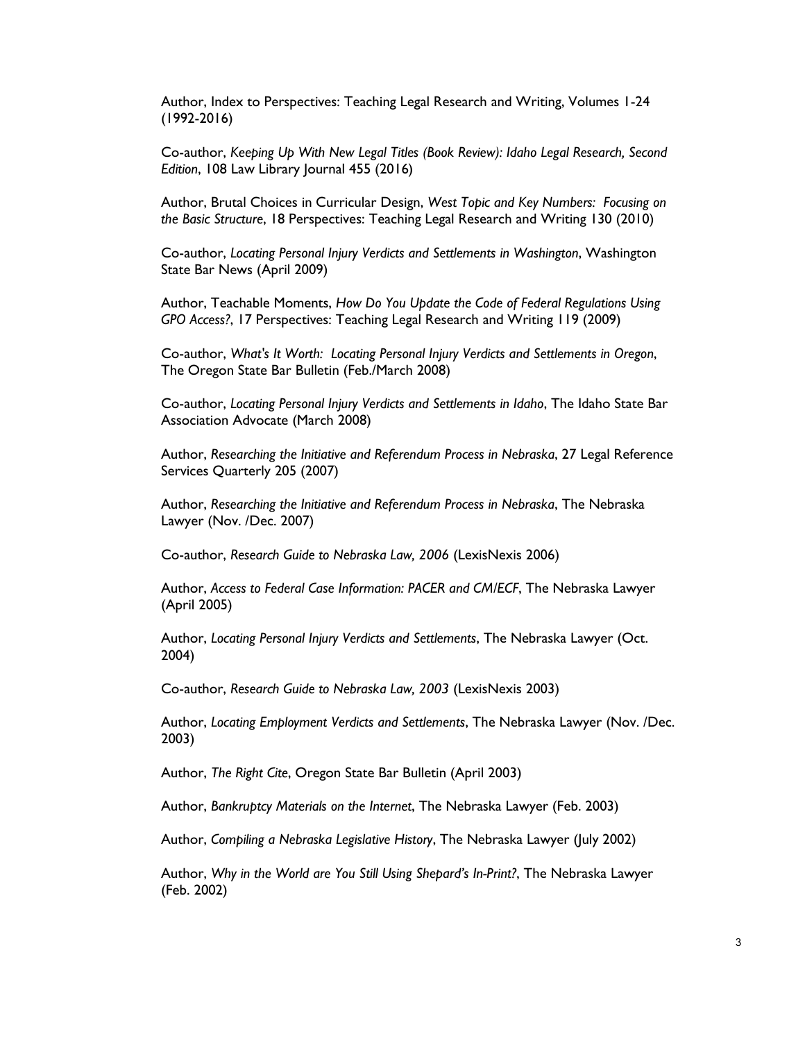Author, Index to Perspectives: Teaching Legal Research and Writing, Volumes 1-24 (1992-2016)

Co-author, *Keeping Up With New Legal Titles (Book Review): Idaho Legal Research, Second Edition*, 108 Law Library Journal 455 (2016)

Author, Brutal Choices in Curricular Design, *West Topic and Key Numbers: Focusing on the Basic Structure*, 18 Perspectives: Teaching Legal Research and Writing 130 (2010)

Co-author, *Locating Personal Injury Verdicts and Settlements in Washington*, Washington State Bar News (April 2009)

Author, Teachable Moments, *How Do You Update the Code of Federal Regulations Using GPO Access?*, 17 Perspectives: Teaching Legal Research and Writing 119 (2009)

Co-author, *What's It Worth: Locating Personal Injury Verdicts and Settlements in Oregon*, The Oregon State Bar Bulletin (Feb./March 2008)

Co-author, *Locating Personal Injury Verdicts and Settlements in Idaho*, The Idaho State Bar Association Advocate (March 2008)

Author, *Researching the Initiative and Referendum Process in Nebraska*, 27 Legal Reference Services Quarterly 205 (2007)

Author, *Researching the Initiative and Referendum Process in Nebraska*, The Nebraska Lawyer (Nov. /Dec. 2007)

Co-author, *Research Guide to Nebraska Law, 2006* (LexisNexis 2006)

Author, *Access to Federal Case Information: PACER and CM/ECF*, The Nebraska Lawyer (April 2005)

Author, *Locating Personal Injury Verdicts and Settlements*, The Nebraska Lawyer (Oct. 2004)

Co-author, *Research Guide to Nebraska Law, 2003* (LexisNexis 2003)

Author, *Locating Employment Verdicts and Settlements*, The Nebraska Lawyer (Nov. /Dec. 2003)

Author, *The Right Cite*, Oregon State Bar Bulletin (April 2003)

Author, *Bankruptcy Materials on the Internet*, The Nebraska Lawyer (Feb. 2003)

Author, *Compiling a Nebraska Legislative History*, The Nebraska Lawyer (July 2002)

Author, *Why in the World are You Still Using Shepard's In-Print?*, The Nebraska Lawyer (Feb. 2002)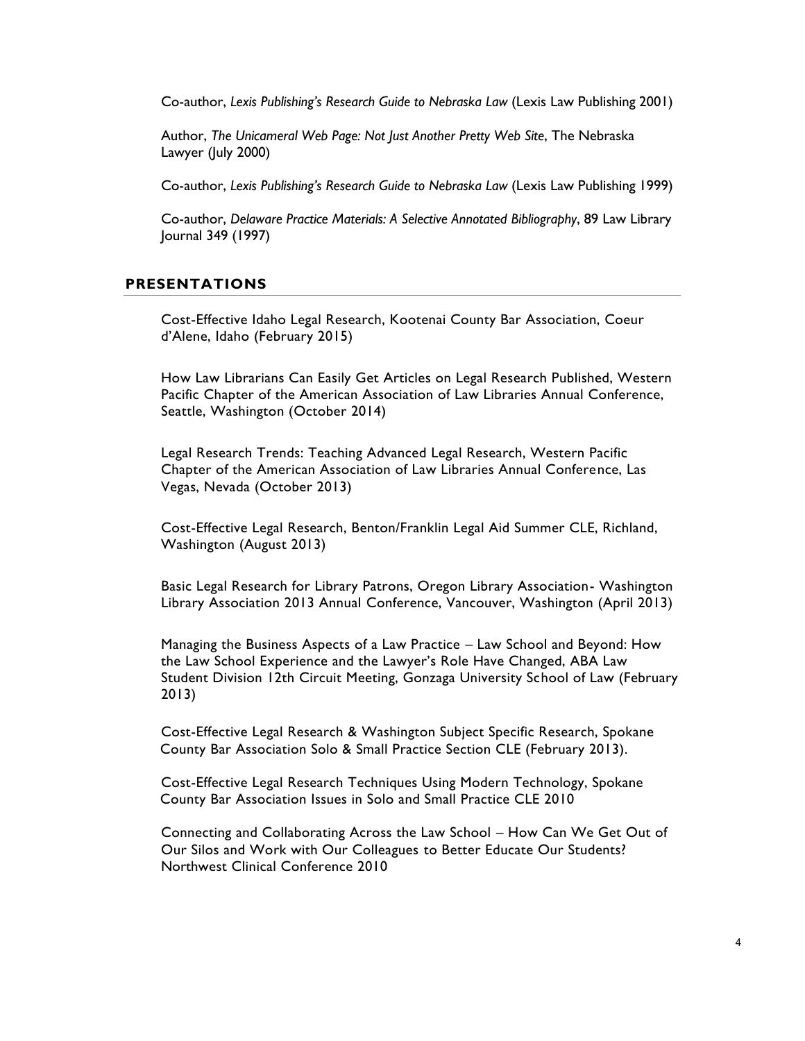Co-author, *Lexis Publishing's Research Guide to Nebraska Law* (Lexis Law Publishing 2001)

Author, *The Unicameral Web Page: Not Just Another Pretty Web Site*, The Nebraska Lawyer (July 2000)

Co-author, *Lexis Publishing's Research Guide to Nebraska Law* (Lexis Law Publishing 1999)

Co-author, *Delaware Practice Materials: A Selective Annotated Bibliography*, 89 Law Library Journal 349 (1997)

## PRESENTATIONS

Cost-Effective Idaho Legal Research, Kootenai County Bar Association, Coeur d'Alene, Idaho (February 2015)

How Law Librarians Can Easily Get Articles on Legal Research Published, Western Pacific Chapter of the American Association of Law Libraries Annual Conference, Seattle, Washington (October 2014)

Legal Research Trends: Teaching Advanced Legal Research, Western Pacific Chapter of the American Association of Law Libraries Annual Conference, Las Vegas, Nevada (October 2013)

Cost-Effective Legal Research, Benton/Franklin Legal Aid Summer CLE, Richland, Washington (August 2013)

Basic Legal Research for Library Patrons, Oregon Library Association- Washington Library Association 2013 Annual Conference, Vancouver, Washington (April 2013)

Managing the Business Aspects of a Law Practice – Law School and Beyond: How the Law School Experience and the Lawyer's Role Have Changed, ABA Law Student Division 12th Circuit Meeting, Gonzaga University School of Law (February 2013)

Cost-Effective Legal Research & Washington Subject Specific Research, Spokane County Bar Association Solo & Small Practice Section CLE (February 2013).

Cost-Effective Legal Research Techniques Using Modern Technology, Spokane County Bar Association Issues in Solo and Small Practice CLE 2010

Connecting and Collaborating Across the Law School – How Can We Get Out of Our Silos and Work with Our Colleagues to Better Educate Our Students? Northwest Clinical Conference 2010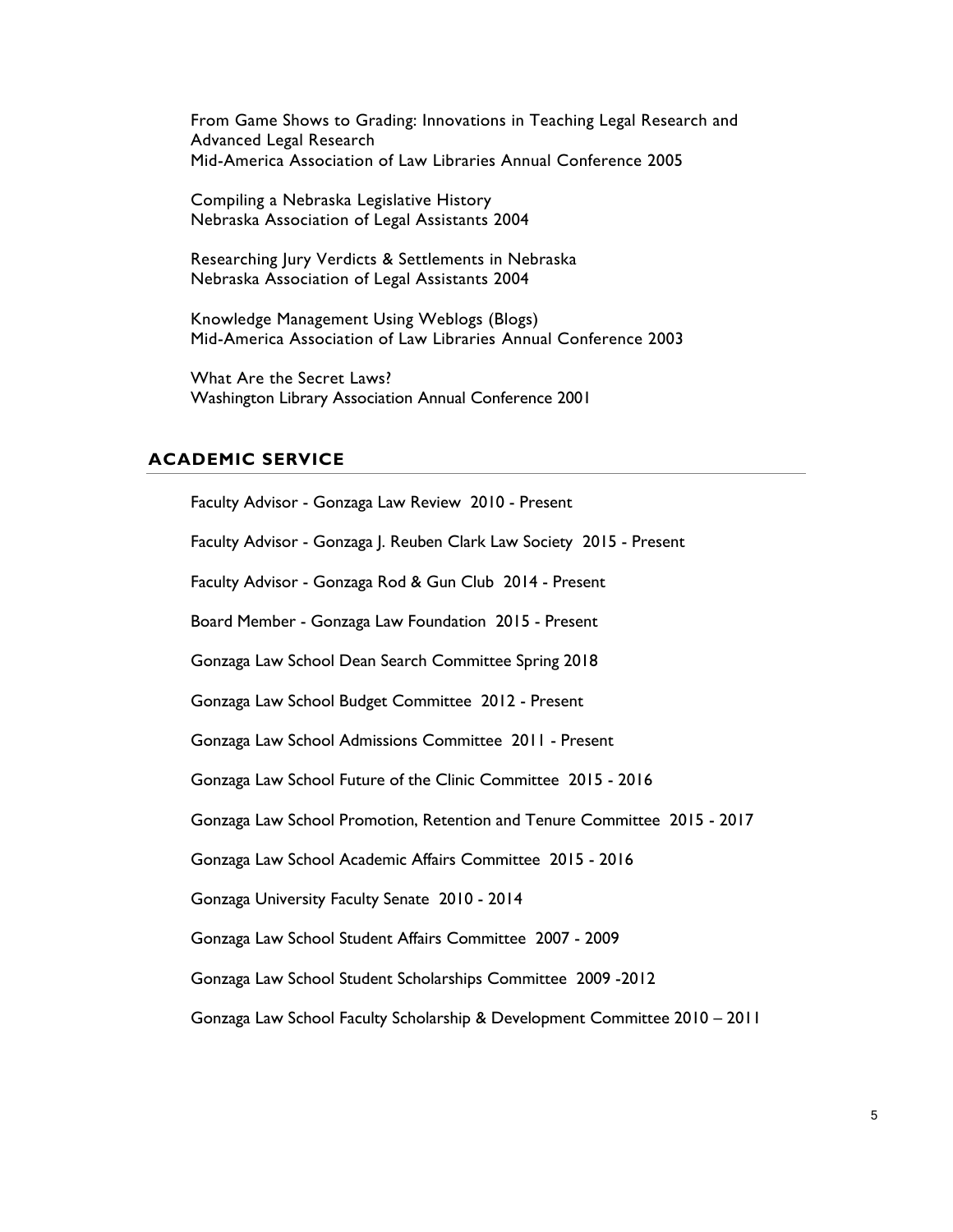From Game Shows to Grading: Innovations in Teaching Legal Research and Advanced Legal Research
Mid-America Association of Law Libraries Annual Conference 2005

Compiling a Nebraska Legislative History
Nebraska Association of Legal Assistants 2004

Researching Jury Verdicts & Settlements in Nebraska
Nebraska Association of Legal Assistants 2004

Knowledge Management Using Weblogs (Blogs)
Mid-America Association of Law Libraries Annual Conference 2003

What Are the Secret Laws?
Washington Library Association Annual Conference 2001

## ACADEMIC SERVICE

Faculty Advisor - Gonzaga Law Review 2010 - Present

Faculty Advisor - Gonzaga J. Reuben Clark Law Society 2015 - Present

Faculty Advisor - Gonzaga Rod & Gun Club 2014 - Present

Board Member - Gonzaga Law Foundation 2015 - Present

Gonzaga Law School Dean Search Committee Spring 2018

Gonzaga Law School Budget Committee 2012 - Present

Gonzaga Law School Admissions Committee 2011 - Present

Gonzaga Law School Future of the Clinic Committee 2015 - 2016

Gonzaga Law School Promotion, Retention and Tenure Committee 2015 - 2017

Gonzaga Law School Academic Affairs Committee 2015 - 2016

Gonzaga University Faculty Senate 2010 - 2014

Gonzaga Law School Student Affairs Committee 2007 - 2009

Gonzaga Law School Student Scholarships Committee 2009 -2012

Gonzaga Law School Faculty Scholarship & Development Committee 2010 – 2011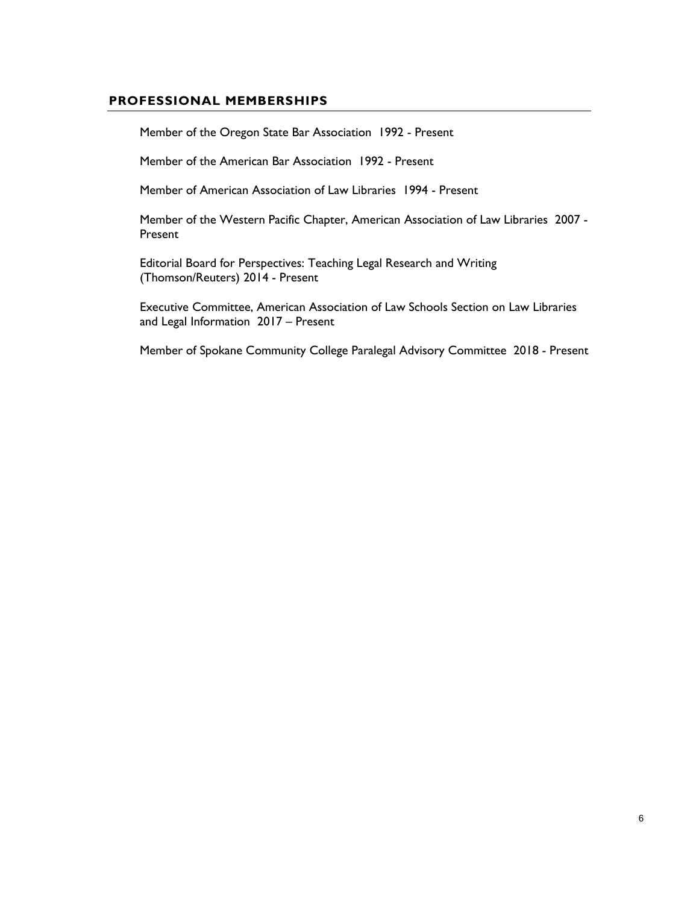## PROFESSIONAL MEMBERSHIPS

Member of the Oregon State Bar Association 1992 - Present

Member of the American Bar Association 1992 - Present

Member of American Association of Law Libraries 1994 - Present

Member of the Western Pacific Chapter, American Association of Law Libraries 2007 - Present

Editorial Board for Perspectives: Teaching Legal Research and Writing (Thomson/Reuters) 2014 - Present

Executive Committee, American Association of Law Schools Section on Law Libraries and Legal Information 2017 – Present

Member of Spokane Community College Paralegal Advisory Committee 2018 - Present